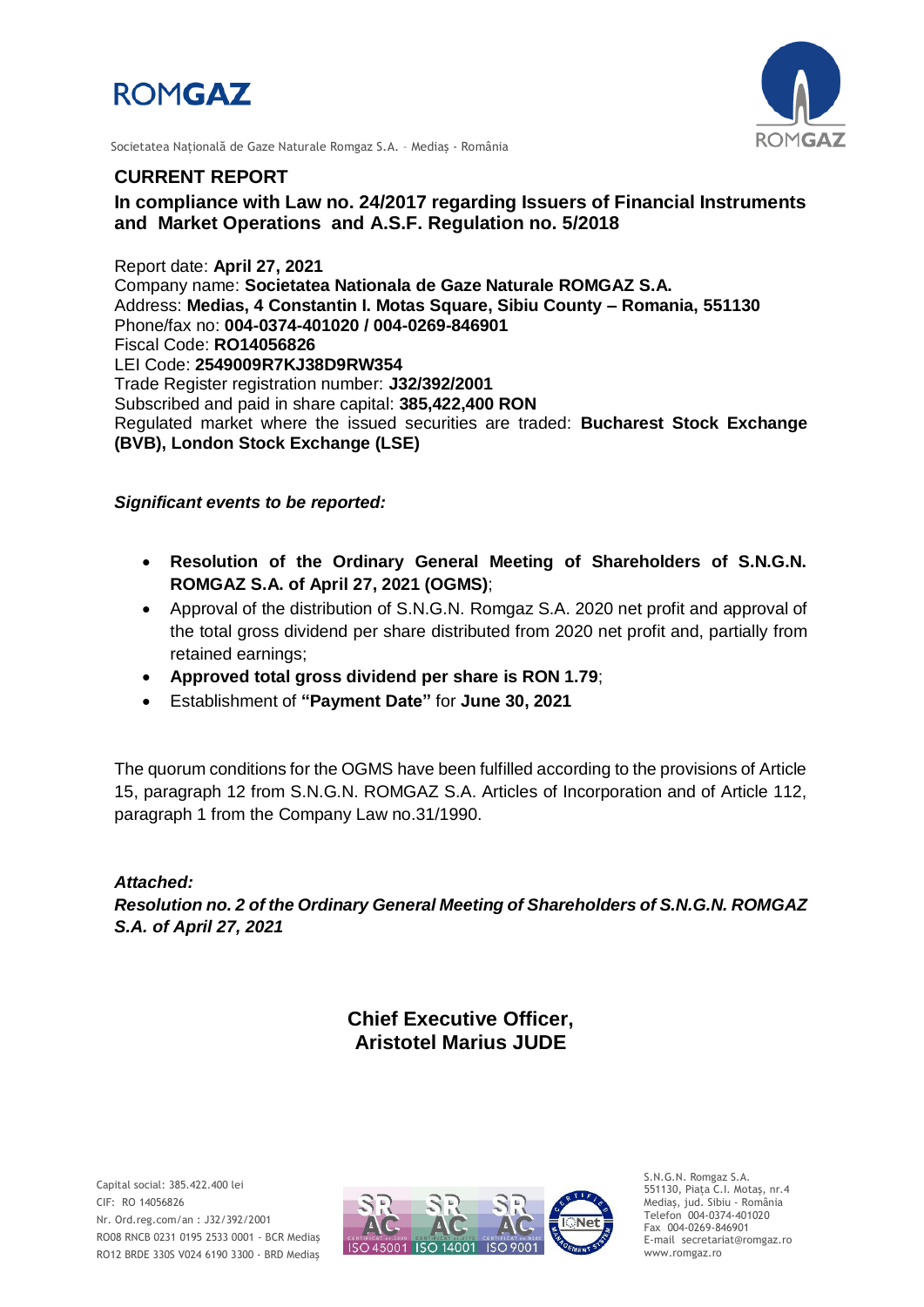ROMGAZ

Societatea Națională de Gaze Naturale Romgaz S.A. – Mediaș - România

## CURRENT REPORT

### In compliance with Law no. 24/2017 regarding Issuers of Financial Instruments and Market Operations and A.S.F. Regulation no. 5/2018

Report date: **April 27, 2021**
Company name: **Societatea Nationala de Gaze Naturale ROMGAZ S.A.**
Address: **Medias, 4 Constantin I. Motas Square, Sibiu County – Romania, 551130**
Phone/fax no: **004-0374-401020 / 004-0269-846901**
Fiscal Code: **RO14056826**
LEI Code: **2549009R7KJ38D9RW354**
Trade Register registration number: **J32/392/2001**
Subscribed and paid in share capital: **385,422,400 RON**
Regulated market where the issued securities are traded: **Bucharest Stock Exchange (BVB), London Stock Exchange (LSE)**

***Significant events to be reported:***

- **Resolution of the Ordinary General Meeting of Shareholders of S.N.G.N. ROMGAZ S.A. of April 27, 2021 (OGMS)**;
- Approval of the distribution of S.N.G.N. Romgaz S.A. 2020 net profit and approval of the total gross dividend per share distributed from 2020 net profit and, partially from retained earnings;
- **Approved total gross dividend per share is RON 1.79**;
- Establishment of **"Payment Date"** for **June 30, 2021**

The quorum conditions for the OGMS have been fulfilled according to the provisions of Article 15, paragraph 12 from S.N.G.N. ROMGAZ S.A. Articles of Incorporation and of Article 112, paragraph 1 from the Company Law no.31/1990.

***Attached:***
***Resolution no. 2 of the Ordinary General Meeting of Shareholders of S.N.G.N. ROMGAZ S.A. of April 27, 2021***

**Chief Executive Officer,**
**Aristotel Marius JUDE**

Capital social: 385.422.400 lei
CIF: RO 14056826
Nr. Ord.reg.com/an : J32/392/2001
RO08 RNCB 0231 0195 2533 0001 - BCR Mediaș
RO12 BRDE 330S V024 6190 3300 - BRD Mediaș

ISO 45001 ISO 14001 ISO 9001

S.N.G.N. Romgaz S.A.
551130, Piața C.I. Motaș, nr.4
Mediaș, jud. Sibiu - România
Telefon 004-0374-401020
Fax 004-0269-846901
E-mail secretariat@romgaz.ro
www.romgaz.ro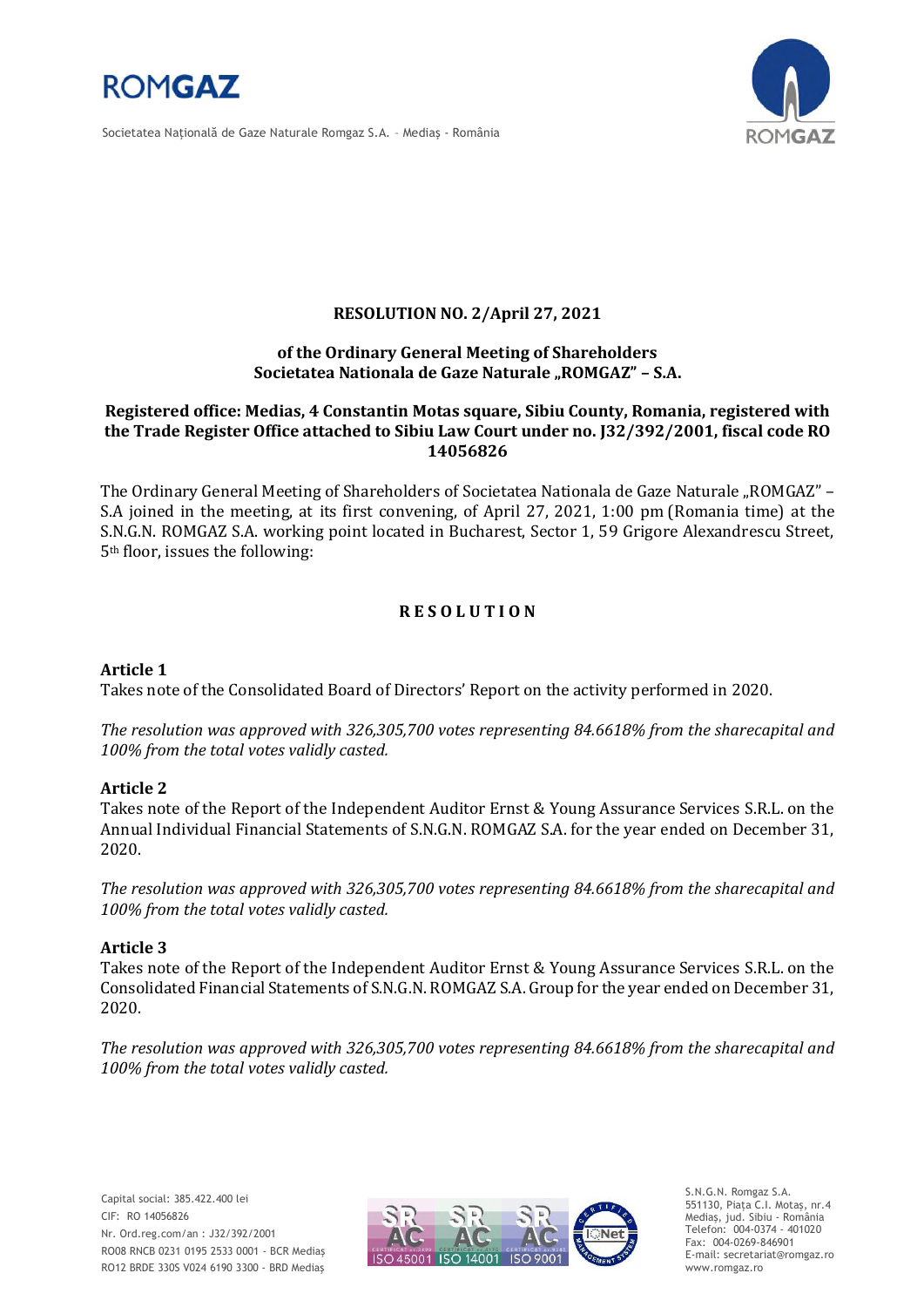**RESOLUTION NO. 2/April 27, 2021**

**of the Ordinary General Meeting of Shareholders**
**Societatea Nationala de Gaze Naturale „ROMGAZ" – S.A.**

**Registered office: Medias, 4 Constantin Motas square, Sibiu County, Romania, registered with the Trade Register Office attached to Sibiu Law Court under no. J32/392/2001, fiscal code RO 14056826**

The Ordinary General Meeting of Shareholders of Societatea Nationala de Gaze Naturale „ROMGAZ" – S.A joined in the meeting, at its first convening, of April 27, 2021, 1:00 pm (Romania time) at the S.N.G.N. ROMGAZ S.A. working point located in Bucharest, Sector 1, 59 Grigore Alexandrescu Street, 5th floor, issues the following:

**R E S O L U T I O N**

**Article 1**
Takes note of the Consolidated Board of Directors' Report on the activity performed in 2020.

*The resolution was approved with 326,305,700 votes representing 84.6618% from the sharecapital and 100% from the total votes validly casted.*

**Article 2**
Takes note of the Report of the Independent Auditor Ernst & Young Assurance Services S.R.L. on the Annual Individual Financial Statements of S.N.G.N. ROMGAZ S.A. for the year ended on December 31, 2020.

*The resolution was approved with 326,305,700 votes representing 84.6618% from the sharecapital and 100% from the total votes validly casted.*

**Article 3**
Takes note of the Report of the Independent Auditor Ernst & Young Assurance Services S.R.L. on the Consolidated Financial Statements of S.N.G.N. ROMGAZ S.A. Group for the year ended on December 31, 2020.

*The resolution was approved with 326,305,700 votes representing 84.6618% from the sharecapital and 100% from the total votes validly casted.*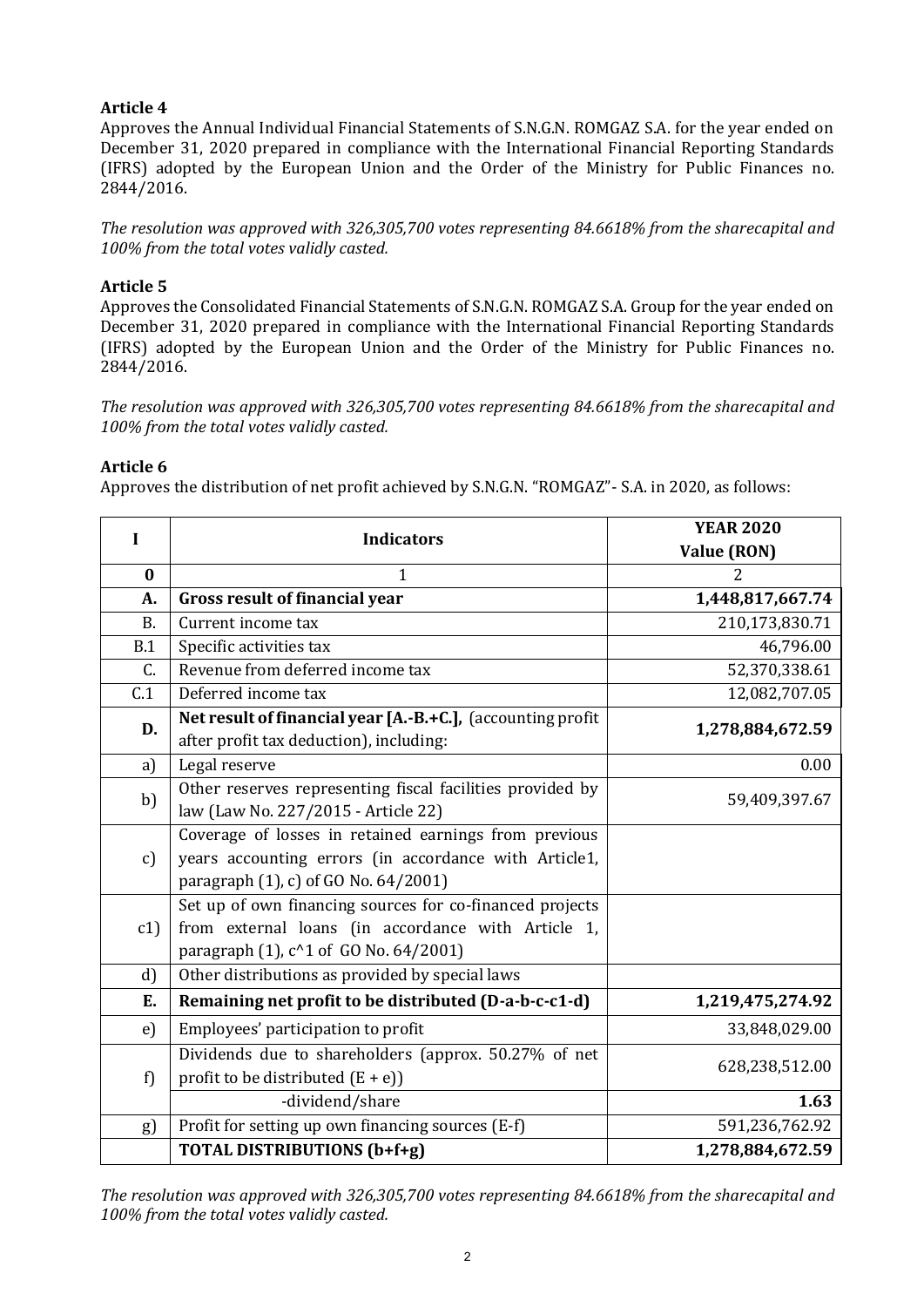### Article 4

Approves the Annual Individual Financial Statements of S.N.G.N. ROMGAZ S.A. for the year ended on December 31, 2020 prepared in compliance with the International Financial Reporting Standards (IFRS) adopted by the European Union and the Order of the Ministry for Public Finances no. 2844/2016.

*The resolution was approved with 326,305,700 votes representing 84.6618% from the sharecapital and 100% from the total votes validly casted.*

### Article 5

Approves the Consolidated Financial Statements of S.N.G.N. ROMGAZ S.A. Group for the year ended on December 31, 2020 prepared in compliance with the International Financial Reporting Standards (IFRS) adopted by the European Union and the Order of the Ministry for Public Finances no. 2844/2016.

*The resolution was approved with 326,305,700 votes representing 84.6618% from the sharecapital and 100% from the total votes validly casted.*

### Article 6

Approves the distribution of net profit achieved by S.N.G.N. "ROMGAZ"- S.A. in 2020, as follows:

| I | Indicators | YEAR 2020 Value (RON) |
|---|---|---|
| **0** | 1 | 2 |
| **A.** | **Gross result of financial year** | **1,448,817,667.74** |
| B. | Current income tax | 210,173,830.71 |
| B.1 | Specific activities tax | 46,796.00 |
| C. | Revenue from deferred income tax | 52,370,338.61 |
| C.1 | Deferred income tax | 12,082,707.05 |
| **D.** | **Net result of financial year [A.-B.+C.],** (accounting profit after profit tax deduction), including: | **1,278,884,672.59** |
| a) | Legal reserve | 0.00 |
| b) | Other reserves representing fiscal facilities provided by law (Law No. 227/2015 - Article 22) | 59,409,397.67 |
| c) | Coverage of losses in retained earnings from previous years accounting errors (in accordance with Article1, paragraph (1), c) of GO No. 64/2001) | |
| c1) | Set up of own financing sources for co-financed projects from external loans (in accordance with Article 1, paragraph (1), c^1 of GO No. 64/2001) | |
| d) | Other distributions as provided by special laws | |
| **E.** | **Remaining net profit to be distributed (D-a-b-c-c1-d)** | **1,219,475,274.92** |
| e) | Employees' participation to profit | 33,848,029.00 |
| f) | Dividends due to shareholders (approx. 50.27% of net profit to be distributed (E + e)) | 628,238,512.00 |
| | -dividend/share | **1.63** |
| g) | Profit for setting up own financing sources (E-f) | 591,236,762.92 |
| | **TOTAL DISTRIBUTIONS (b+f+g)** | **1,278,884,672.59** |

*The resolution was approved with 326,305,700 votes representing 84.6618% from the sharecapital and 100% from the total votes validly casted.*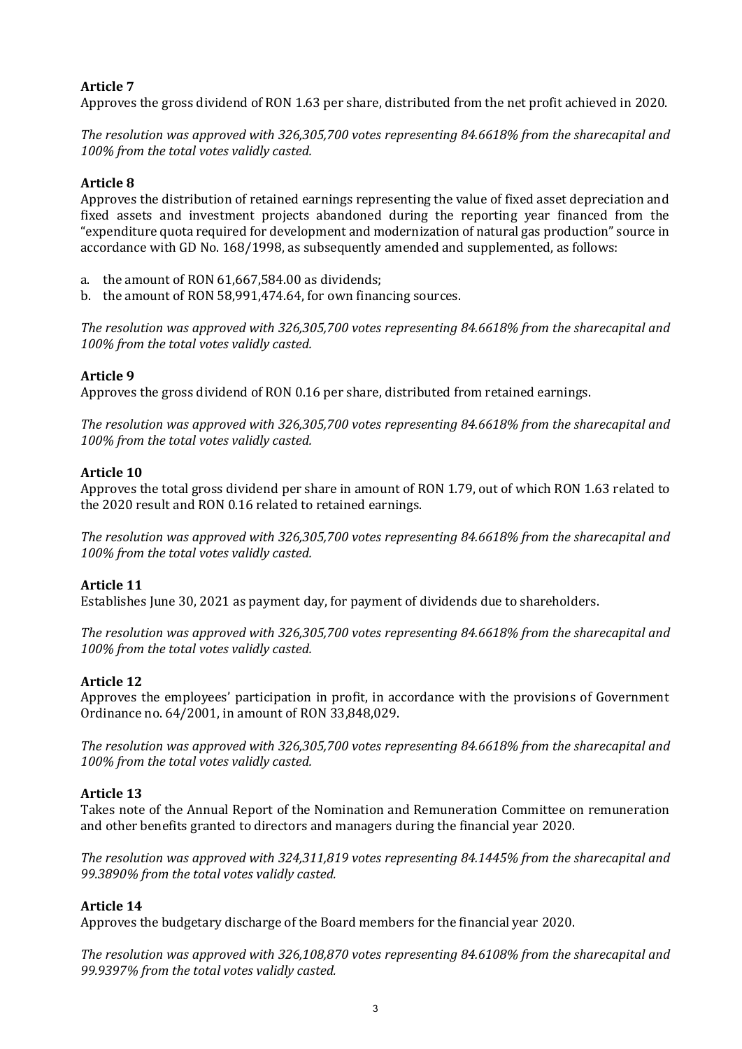### Article 7

Approves the gross dividend of RON 1.63 per share, distributed from the net profit achieved in 2020.

*The resolution was approved with 326,305,700 votes representing 84.6618% from the sharecapital and 100% from the total votes validly casted.*

### Article 8

Approves the distribution of retained earnings representing the value of fixed asset depreciation and fixed assets and investment projects abandoned during the reporting year financed from the "expenditure quota required for development and modernization of natural gas production" source in accordance with GD No. 168/1998, as subsequently amended and supplemented, as follows:

a. the amount of RON 61,667,584.00 as dividends;
b. the amount of RON 58,991,474.64, for own financing sources.

*The resolution was approved with 326,305,700 votes representing 84.6618% from the sharecapital and 100% from the total votes validly casted.*

### Article 9

Approves the gross dividend of RON 0.16 per share, distributed from retained earnings.

*The resolution was approved with 326,305,700 votes representing 84.6618% from the sharecapital and 100% from the total votes validly casted.*

### Article 10

Approves the total gross dividend per share in amount of RON 1.79, out of which RON 1.63 related to the 2020 result and RON 0.16 related to retained earnings.

*The resolution was approved with 326,305,700 votes representing 84.6618% from the sharecapital and 100% from the total votes validly casted.*

### Article 11

Establishes June 30, 2021 as payment day, for payment of dividends due to shareholders.

*The resolution was approved with 326,305,700 votes representing 84.6618% from the sharecapital and 100% from the total votes validly casted.*

### Article 12

Approves the employees' participation in profit, in accordance with the provisions of Government Ordinance no. 64/2001, in amount of RON 33,848,029.

*The resolution was approved with 326,305,700 votes representing 84.6618% from the sharecapital and 100% from the total votes validly casted.*

### Article 13

Takes note of the Annual Report of the Nomination and Remuneration Committee on remuneration and other benefits granted to directors and managers during the financial year 2020.

*The resolution was approved with 324,311,819 votes representing 84.1445% from the sharecapital and 99.3890% from the total votes validly casted.*

### Article 14

Approves the budgetary discharge of the Board members for the financial year 2020.

*The resolution was approved with 326,108,870 votes representing 84.6108% from the sharecapital and 99.9397% from the total votes validly casted.*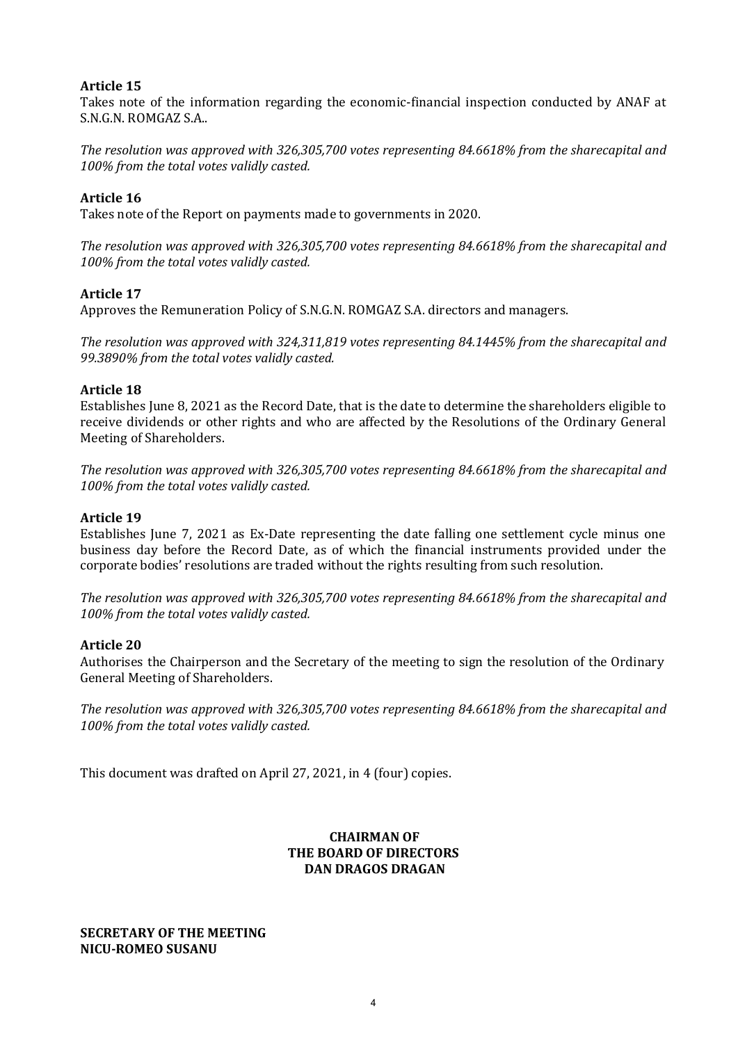**Article 15**

Takes note of the information regarding the economic-financial inspection conducted by ANAF at S.N.G.N. ROMGAZ S.A..

*The resolution was approved with 326,305,700 votes representing 84.6618% from the sharecapital and 100% from the total votes validly casted.*

**Article 16**

Takes note of the Report on payments made to governments in 2020.

*The resolution was approved with 326,305,700 votes representing 84.6618% from the sharecapital and 100% from the total votes validly casted.*

**Article 17**

Approves the Remuneration Policy of S.N.G.N. ROMGAZ S.A. directors and managers.

*The resolution was approved with 324,311,819 votes representing 84.1445% from the sharecapital and 99.3890% from the total votes validly casted.*

**Article 18**

Establishes June 8, 2021 as the Record Date, that is the date to determine the shareholders eligible to receive dividends or other rights and who are affected by the Resolutions of the Ordinary General Meeting of Shareholders.

*The resolution was approved with 326,305,700 votes representing 84.6618% from the sharecapital and 100% from the total votes validly casted.*

**Article 19**

Establishes June 7, 2021 as Ex-Date representing the date falling one settlement cycle minus one business day before the Record Date, as of which the financial instruments provided under the corporate bodies' resolutions are traded without the rights resulting from such resolution.

*The resolution was approved with 326,305,700 votes representing 84.6618% from the sharecapital and 100% from the total votes validly casted.*

**Article 20**

Authorises the Chairperson and the Secretary of the meeting to sign the resolution of the Ordinary General Meeting of Shareholders.

*The resolution was approved with 326,305,700 votes representing 84.6618% from the sharecapital and 100% from the total votes validly casted.*

This document was drafted on April 27, 2021, in 4 (four) copies.

**CHAIRMAN OF**
**THE BOARD OF DIRECTORS**
**DAN DRAGOS DRAGAN**

**SECRETARY OF THE MEETING**
**NICU-ROMEO SUSANU**